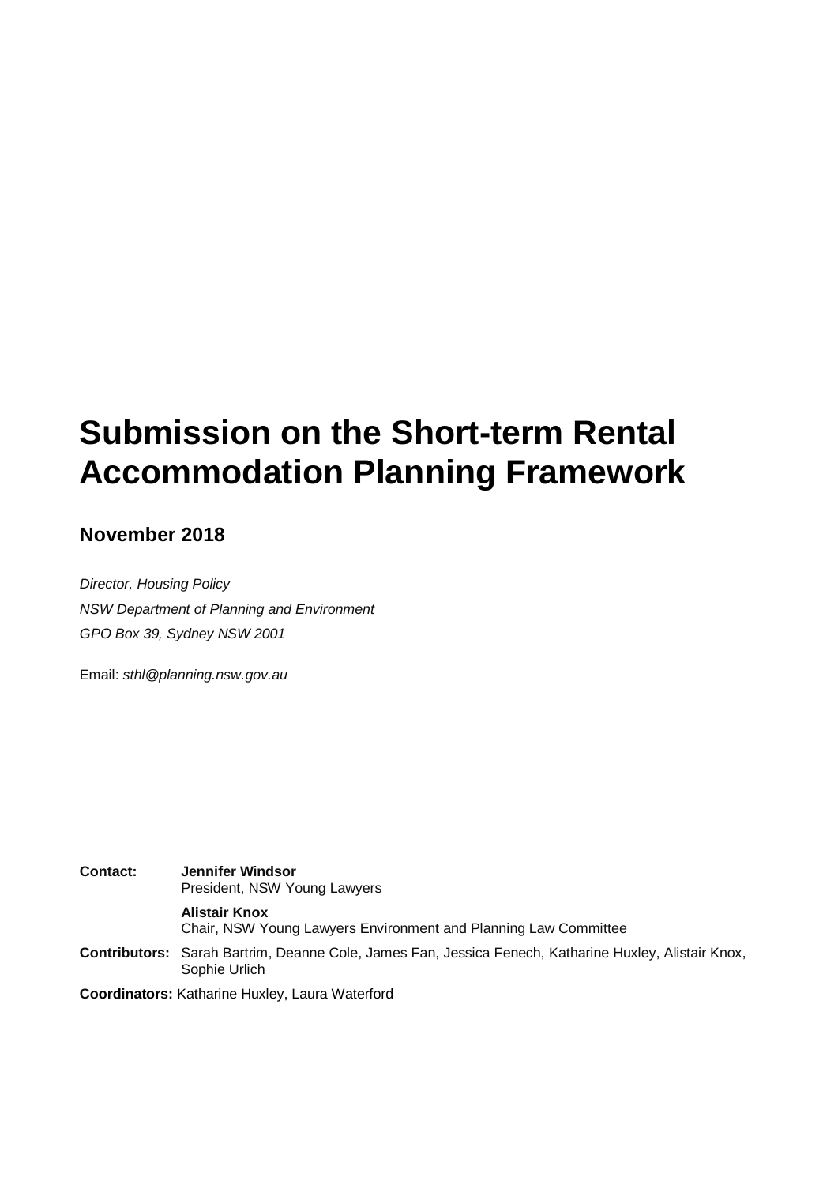# Submission on the Short-term Rental Accommodation Planning Framework

## November 2018

*Director, Housing Policy*

*NSW Department of Planning and Environment*

*GPO Box 39, Sydney NSW 2001*

Email: *sthl@planning.nsw.gov.au*

**Contact:** **Jennifer Windsor**
President, NSW Young Lawyers

**Alistair Knox**
Chair, NSW Young Lawyers Environment and Planning Law Committee

**Contributors:** Sarah Bartrim, Deanne Cole, James Fan, Jessica Fenech, Katharine Huxley, Alistair Knox, Sophie Urlich

**Coordinators:** Katharine Huxley, Laura Waterford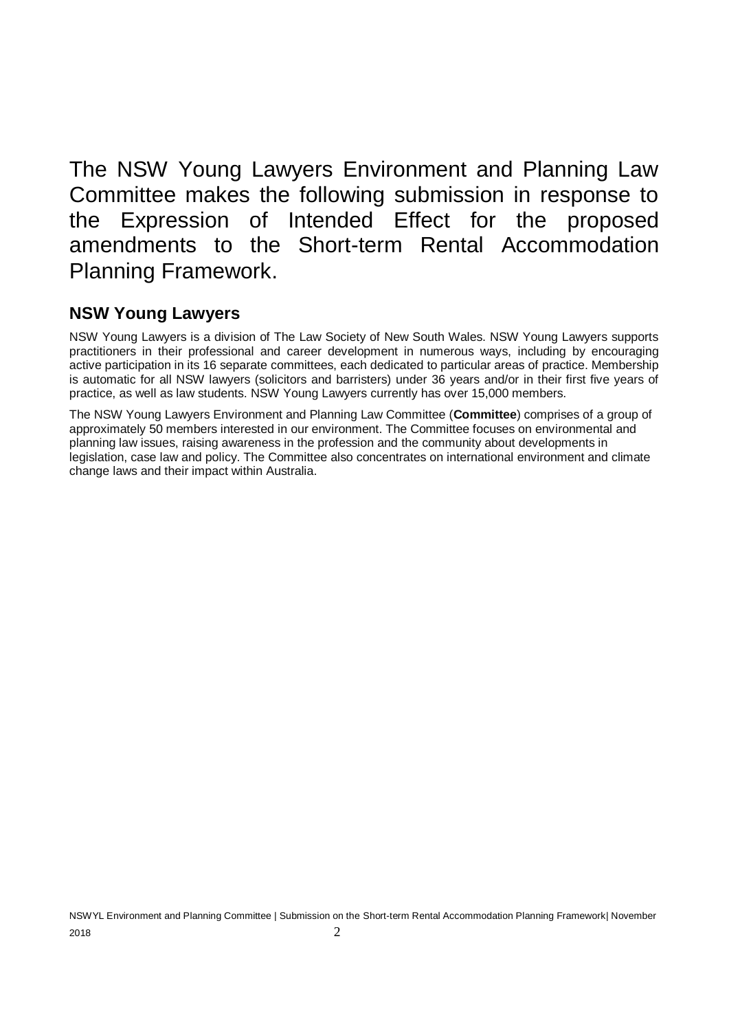# The NSW Young Lawyers Environment and Planning Law Committee makes the following submission in response to the Expression of Intended Effect for the proposed amendments to the Short-term Rental Accommodation Planning Framework.

## NSW Young Lawyers

NSW Young Lawyers is a division of The Law Society of New South Wales. NSW Young Lawyers supports practitioners in their professional and career development in numerous ways, including by encouraging active participation in its 16 separate committees, each dedicated to particular areas of practice. Membership is automatic for all NSW lawyers (solicitors and barristers) under 36 years and/or in their first five years of practice, as well as law students. NSW Young Lawyers currently has over 15,000 members.

The NSW Young Lawyers Environment and Planning Law Committee (**Committee**) comprises of a group of approximately 50 members interested in our environment. The Committee focuses on environmental and planning law issues, raising awareness in the profession and the community about developments in legislation, case law and policy. The Committee also concentrates on international environment and climate change laws and their impact within Australia.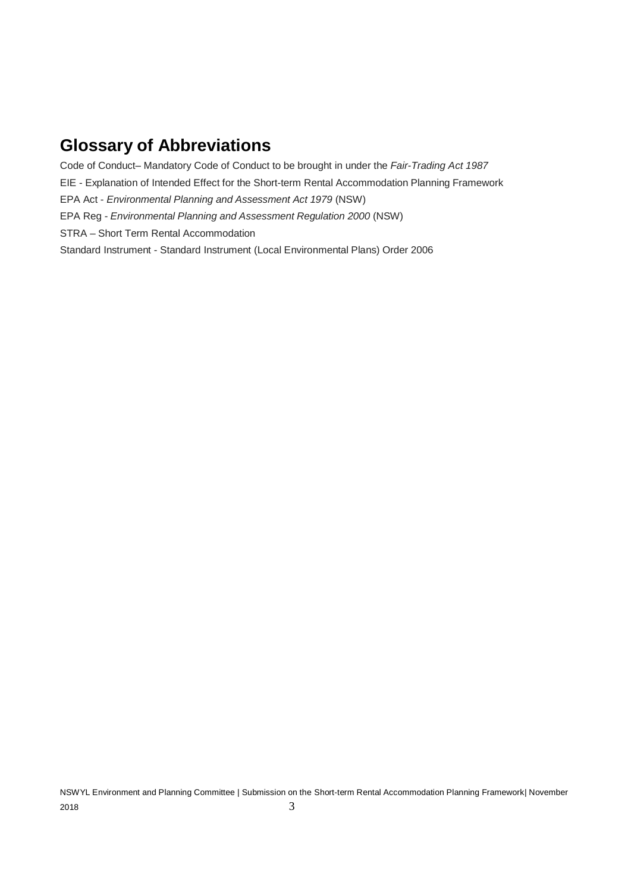## Glossary of Abbreviations

Code of Conduct– Mandatory Code of Conduct to be brought in under the *Fair-Trading Act 1987*

EIE - Explanation of Intended Effect for the Short-term Rental Accommodation Planning Framework

EPA Act - *Environmental Planning and Assessment Act 1979* (NSW)

EPA Reg - *Environmental Planning and Assessment Regulation 2000* (NSW)

STRA – Short Term Rental Accommodation

Standard Instrument - Standard Instrument (Local Environmental Plans) Order 2006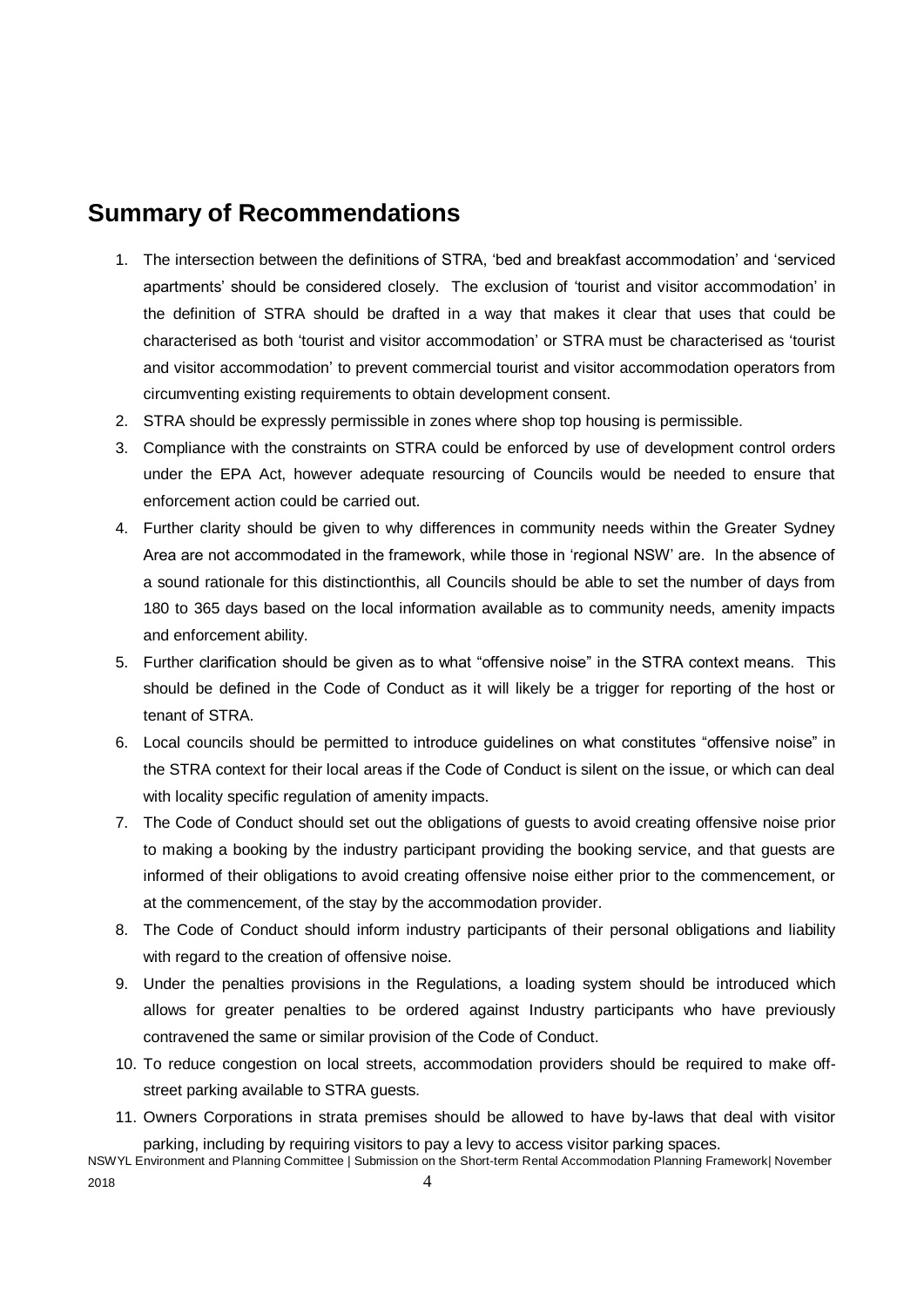## Summary of Recommendations

1. The intersection between the definitions of STRA, 'bed and breakfast accommodation' and 'serviced apartments' should be considered closely. The exclusion of 'tourist and visitor accommodation' in the definition of STRA should be drafted in a way that makes it clear that uses that could be characterised as both 'tourist and visitor accommodation' or STRA must be characterised as 'tourist and visitor accommodation' to prevent commercial tourist and visitor accommodation operators from circumventing existing requirements to obtain development consent.
2. STRA should be expressly permissible in zones where shop top housing is permissible.
3. Compliance with the constraints on STRA could be enforced by use of development control orders under the EPA Act, however adequate resourcing of Councils would be needed to ensure that enforcement action could be carried out.
4. Further clarity should be given to why differences in community needs within the Greater Sydney Area are not accommodated in the framework, while those in 'regional NSW' are. In the absence of a sound rationale for this distinctionthis, all Councils should be able to set the number of days from 180 to 365 days based on the local information available as to community needs, amenity impacts and enforcement ability.
5. Further clarification should be given as to what "offensive noise" in the STRA context means. This should be defined in the Code of Conduct as it will likely be a trigger for reporting of the host or tenant of STRA.
6. Local councils should be permitted to introduce guidelines on what constitutes "offensive noise" in the STRA context for their local areas if the Code of Conduct is silent on the issue, or which can deal with locality specific regulation of amenity impacts.
7. The Code of Conduct should set out the obligations of guests to avoid creating offensive noise prior to making a booking by the industry participant providing the booking service, and that guests are informed of their obligations to avoid creating offensive noise either prior to the commencement, or at the commencement, of the stay by the accommodation provider.
8. The Code of Conduct should inform industry participants of their personal obligations and liability with regard to the creation of offensive noise.
9. Under the penalties provisions in the Regulations, a loading system should be introduced which allows for greater penalties to be ordered against Industry participants who have previously contravened the same or similar provision of the Code of Conduct.
10. To reduce congestion on local streets, accommodation providers should be required to make off-street parking available to STRA guests.
11. Owners Corporations in strata premises should be allowed to have by-laws that deal with visitor parking, including by requiring visitors to pay a levy to access visitor parking spaces.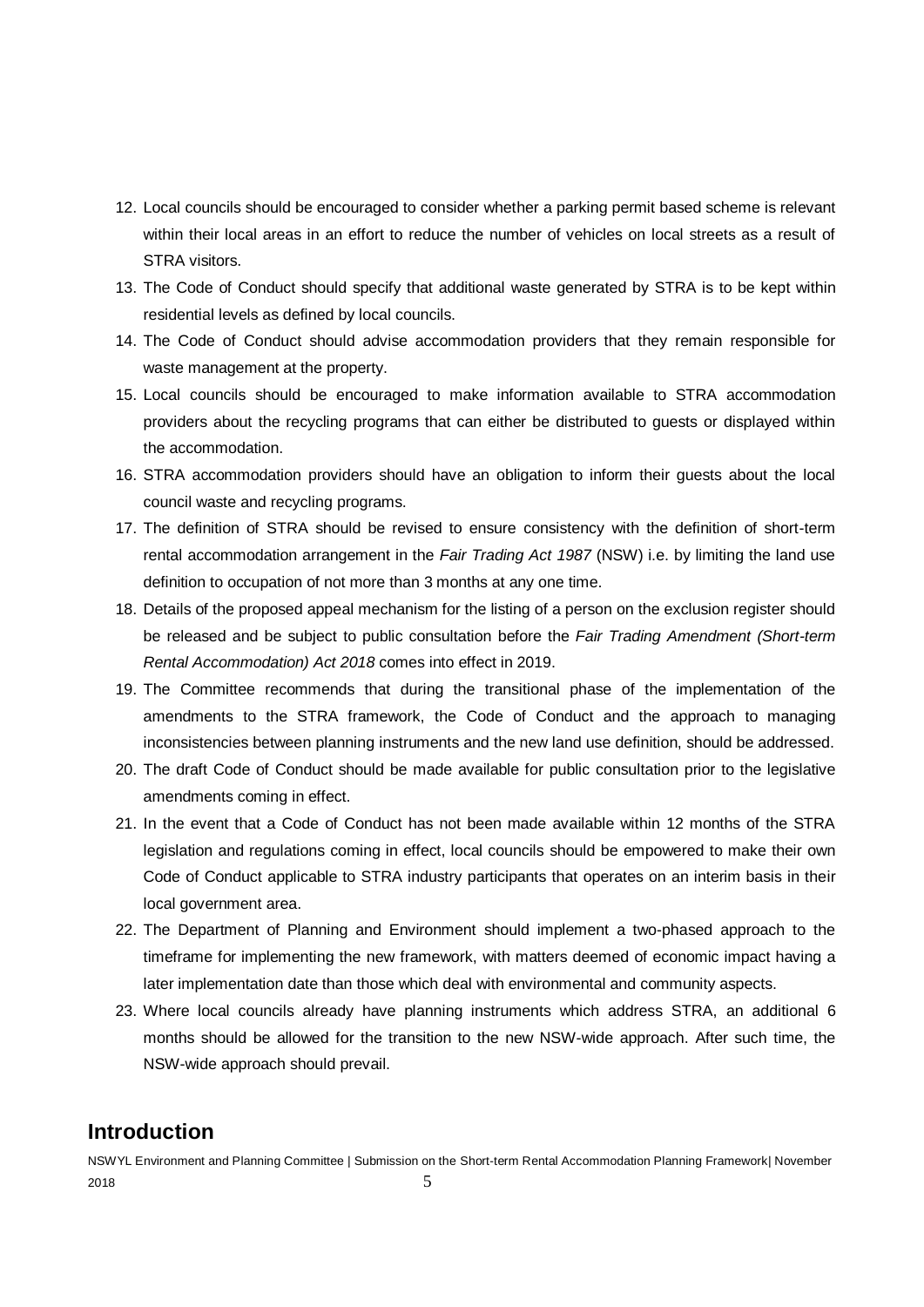12. Local councils should be encouraged to consider whether a parking permit based scheme is relevant within their local areas in an effort to reduce the number of vehicles on local streets as a result of STRA visitors.
13. The Code of Conduct should specify that additional waste generated by STRA is to be kept within residential levels as defined by local councils.
14. The Code of Conduct should advise accommodation providers that they remain responsible for waste management at the property.
15. Local councils should be encouraged to make information available to STRA accommodation providers about the recycling programs that can either be distributed to guests or displayed within the accommodation.
16. STRA accommodation providers should have an obligation to inform their guests about the local council waste and recycling programs.
17. The definition of STRA should be revised to ensure consistency with the definition of short-term rental accommodation arrangement in the *Fair Trading Act 1987* (NSW) i.e. by limiting the land use definition to occupation of not more than 3 months at any one time.
18. Details of the proposed appeal mechanism for the listing of a person on the exclusion register should be released and be subject to public consultation before the *Fair Trading Amendment (Short-term Rental Accommodation) Act 2018* comes into effect in 2019.
19. The Committee recommends that during the transitional phase of the implementation of the amendments to the STRA framework, the Code of Conduct and the approach to managing inconsistencies between planning instruments and the new land use definition, should be addressed.
20. The draft Code of Conduct should be made available for public consultation prior to the legislative amendments coming in effect.
21. In the event that a Code of Conduct has not been made available within 12 months of the STRA legislation and regulations coming in effect, local councils should be empowered to make their own Code of Conduct applicable to STRA industry participants that operates on an interim basis in their local government area.
22. The Department of Planning and Environment should implement a two-phased approach to the timeframe for implementing the new framework, with matters deemed of economic impact having a later implementation date than those which deal with environmental and community aspects.
23. Where local councils already have planning instruments which address STRA, an additional 6 months should be allowed for the transition to the new NSW-wide approach. After such time, the NSW-wide approach should prevail.

## Introduction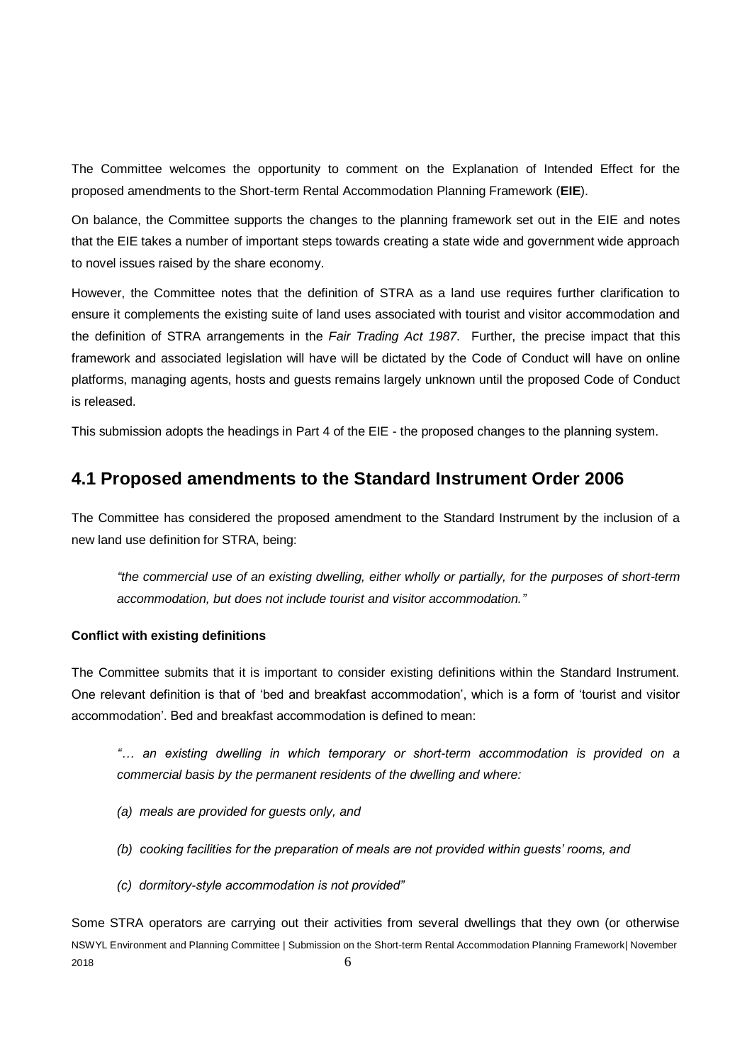The Committee welcomes the opportunity to comment on the Explanation of Intended Effect for the proposed amendments to the Short-term Rental Accommodation Planning Framework (**EIE**).

On balance, the Committee supports the changes to the planning framework set out in the EIE and notes that the EIE takes a number of important steps towards creating a state wide and government wide approach to novel issues raised by the share economy.

However, the Committee notes that the definition of STRA as a land use requires further clarification to ensure it complements the existing suite of land uses associated with tourist and visitor accommodation and the definition of STRA arrangements in the *Fair Trading Act 1987*. Further, the precise impact that this framework and associated legislation will have will be dictated by the Code of Conduct will have on online platforms, managing agents, hosts and guests remains largely unknown until the proposed Code of Conduct is released.

This submission adopts the headings in Part 4 of the EIE - the proposed changes to the planning system.

## 4.1 Proposed amendments to the Standard Instrument Order 2006

The Committee has considered the proposed amendment to the Standard Instrument by the inclusion of a new land use definition for STRA, being:

> *"the commercial use of an existing dwelling, either wholly or partially, for the purposes of short-term accommodation, but does not include tourist and visitor accommodation."*

**Conflict with existing definitions**

The Committee submits that it is important to consider existing definitions within the Standard Instrument. One relevant definition is that of 'bed and breakfast accommodation', which is a form of 'tourist and visitor accommodation'. Bed and breakfast accommodation is defined to mean:

> *"… an existing dwelling in which temporary or short-term accommodation is provided on a commercial basis by the permanent residents of the dwelling and where:*
>
> *(a) meals are provided for guests only, and*
>
> *(b) cooking facilities for the preparation of meals are not provided within guests' rooms, and*
>
> *(c) dormitory-style accommodation is not provided"*

Some STRA operators are carrying out their activities from several dwellings that they own (or otherwise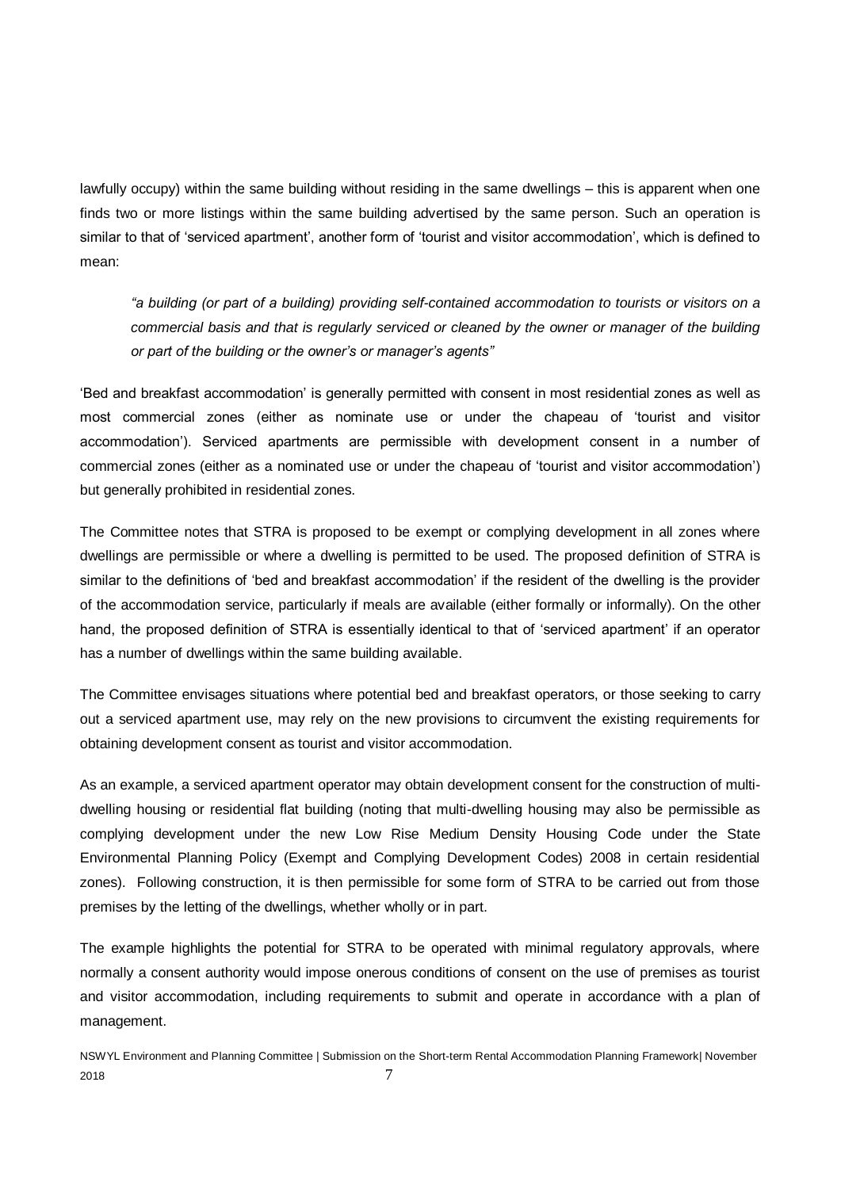lawfully occupy) within the same building without residing in the same dwellings – this is apparent when one finds two or more listings within the same building advertised by the same person. Such an operation is similar to that of 'serviced apartment', another form of 'tourist and visitor accommodation', which is defined to mean:

> *"a building (or part of a building) providing self-contained accommodation to tourists or visitors on a commercial basis and that is regularly serviced or cleaned by the owner or manager of the building or part of the building or the owner's or manager's agents"*

'Bed and breakfast accommodation' is generally permitted with consent in most residential zones as well as most commercial zones (either as nominate use or under the chapeau of 'tourist and visitor accommodation'). Serviced apartments are permissible with development consent in a number of commercial zones (either as a nominated use or under the chapeau of 'tourist and visitor accommodation') but generally prohibited in residential zones.

The Committee notes that STRA is proposed to be exempt or complying development in all zones where dwellings are permissible or where a dwelling is permitted to be used. The proposed definition of STRA is similar to the definitions of 'bed and breakfast accommodation' if the resident of the dwelling is the provider of the accommodation service, particularly if meals are available (either formally or informally). On the other hand, the proposed definition of STRA is essentially identical to that of 'serviced apartment' if an operator has a number of dwellings within the same building available.

The Committee envisages situations where potential bed and breakfast operators, or those seeking to carry out a serviced apartment use, may rely on the new provisions to circumvent the existing requirements for obtaining development consent as tourist and visitor accommodation.

As an example, a serviced apartment operator may obtain development consent for the construction of multi-dwelling housing or residential flat building (noting that multi-dwelling housing may also be permissible as complying development under the new Low Rise Medium Density Housing Code under the State Environmental Planning Policy (Exempt and Complying Development Codes) 2008 in certain residential zones). Following construction, it is then permissible for some form of STRA to be carried out from those premises by the letting of the dwellings, whether wholly or in part.

The example highlights the potential for STRA to be operated with minimal regulatory approvals, where normally a consent authority would impose onerous conditions of consent on the use of premises as tourist and visitor accommodation, including requirements to submit and operate in accordance with a plan of management.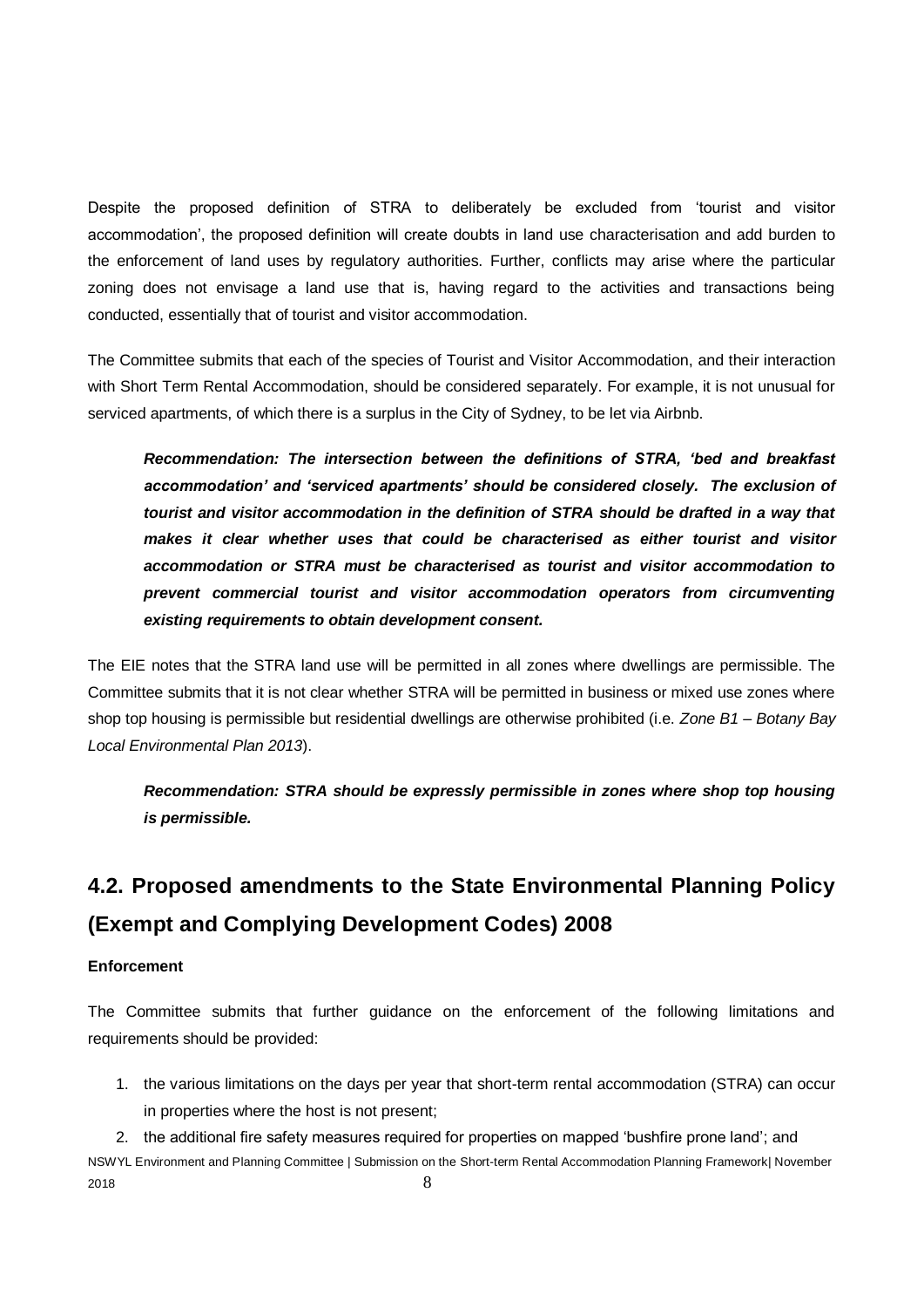Despite the proposed definition of STRA to deliberately be excluded from 'tourist and visitor accommodation', the proposed definition will create doubts in land use characterisation and add burden to the enforcement of land uses by regulatory authorities. Further, conflicts may arise where the particular zoning does not envisage a land use that is, having regard to the activities and transactions being conducted, essentially that of tourist and visitor accommodation.

The Committee submits that each of the species of Tourist and Visitor Accommodation, and their interaction with Short Term Rental Accommodation, should be considered separately. For example, it is not unusual for serviced apartments, of which there is a surplus in the City of Sydney, to be let via Airbnb.

> ***Recommendation: The intersection between the definitions of STRA, 'bed and breakfast accommodation' and 'serviced apartments' should be considered closely. The exclusion of tourist and visitor accommodation in the definition of STRA should be drafted in a way that makes it clear whether uses that could be characterised as either tourist and visitor accommodation or STRA must be characterised as tourist and visitor accommodation to prevent commercial tourist and visitor accommodation operators from circumventing existing requirements to obtain development consent.***

The EIE notes that the STRA land use will be permitted in all zones where dwellings are permissible. The Committee submits that it is not clear whether STRA will be permitted in business or mixed use zones where shop top housing is permissible but residential dwellings are otherwise prohibited (i.e. *Zone B1 – Botany Bay Local Environmental Plan 2013*).

> ***Recommendation: STRA should be expressly permissible in zones where shop top housing is permissible.***

## 4.2. Proposed amendments to the State Environmental Planning Policy (Exempt and Complying Development Codes) 2008

**Enforcement**

The Committee submits that further guidance on the enforcement of the following limitations and requirements should be provided:

1. the various limitations on the days per year that short-term rental accommodation (STRA) can occur in properties where the host is not present;
2. the additional fire safety measures required for properties on mapped 'bushfire prone land'; and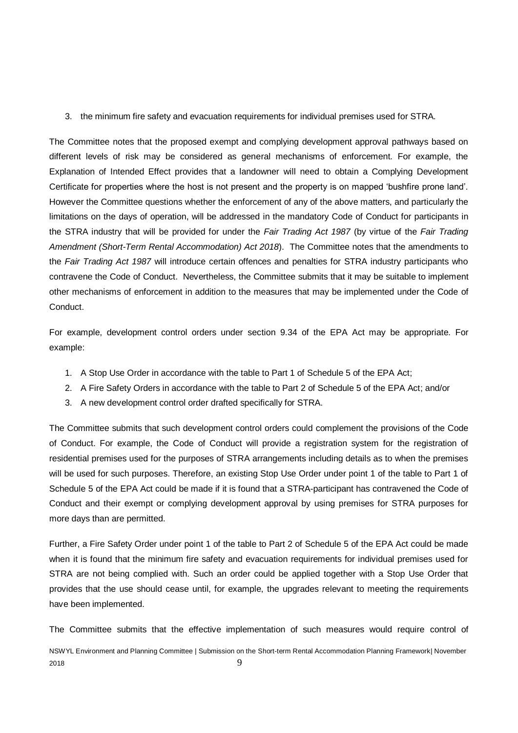3. the minimum fire safety and evacuation requirements for individual premises used for STRA.

The Committee notes that the proposed exempt and complying development approval pathways based on different levels of risk may be considered as general mechanisms of enforcement. For example, the Explanation of Intended Effect provides that a landowner will need to obtain a Complying Development Certificate for properties where the host is not present and the property is on mapped 'bushfire prone land'. However the Committee questions whether the enforcement of any of the above matters, and particularly the limitations on the days of operation, will be addressed in the mandatory Code of Conduct for participants in the STRA industry that will be provided for under the *Fair Trading Act 1987* (by virtue of the *Fair Trading Amendment (Short-Term Rental Accommodation) Act 2018*). The Committee notes that the amendments to the *Fair Trading Act 1987* will introduce certain offences and penalties for STRA industry participants who contravene the Code of Conduct. Nevertheless, the Committee submits that it may be suitable to implement other mechanisms of enforcement in addition to the measures that may be implemented under the Code of Conduct.

For example, development control orders under section 9.34 of the EPA Act may be appropriate. For example:

1. A Stop Use Order in accordance with the table to Part 1 of Schedule 5 of the EPA Act;
2. A Fire Safety Orders in accordance with the table to Part 2 of Schedule 5 of the EPA Act; and/or
3. A new development control order drafted specifically for STRA.

The Committee submits that such development control orders could complement the provisions of the Code of Conduct. For example, the Code of Conduct will provide a registration system for the registration of residential premises used for the purposes of STRA arrangements including details as to when the premises will be used for such purposes. Therefore, an existing Stop Use Order under point 1 of the table to Part 1 of Schedule 5 of the EPA Act could be made if it is found that a STRA-participant has contravened the Code of Conduct and their exempt or complying development approval by using premises for STRA purposes for more days than are permitted.

Further, a Fire Safety Order under point 1 of the table to Part 2 of Schedule 5 of the EPA Act could be made when it is found that the minimum fire safety and evacuation requirements for individual premises used for STRA are not being complied with. Such an order could be applied together with a Stop Use Order that provides that the use should cease until, for example, the upgrades relevant to meeting the requirements have been implemented.

The Committee submits that the effective implementation of such measures would require control of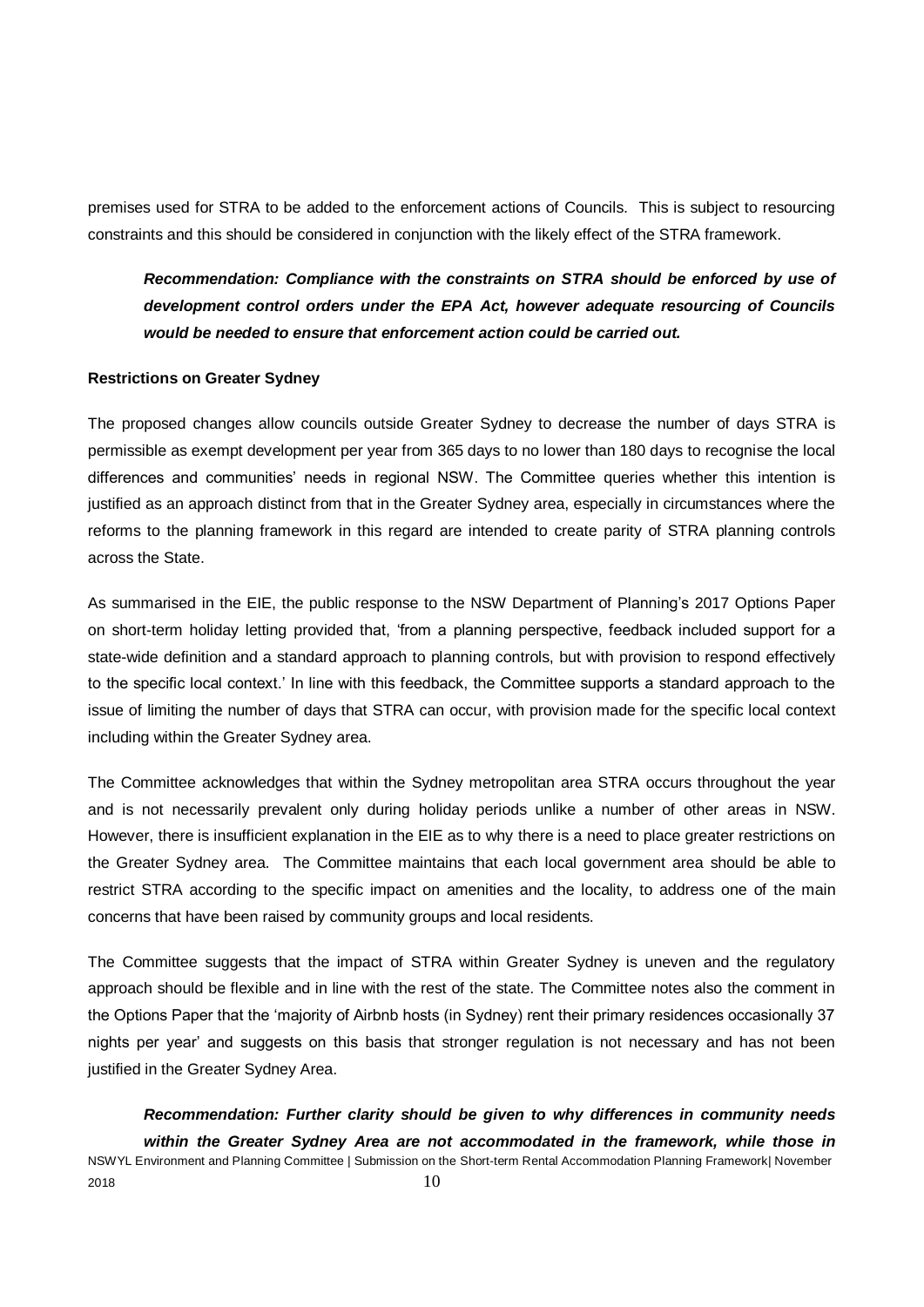premises used for STRA to be added to the enforcement actions of Councils. This is subject to resourcing constraints and this should be considered in conjunction with the likely effect of the STRA framework.

> ***Recommendation: Compliance with the constraints on STRA should be enforced by use of development control orders under the EPA Act, however adequate resourcing of Councils would be needed to ensure that enforcement action could be carried out.***

**Restrictions on Greater Sydney**

The proposed changes allow councils outside Greater Sydney to decrease the number of days STRA is permissible as exempt development per year from 365 days to no lower than 180 days to recognise the local differences and communities' needs in regional NSW. The Committee queries whether this intention is justified as an approach distinct from that in the Greater Sydney area, especially in circumstances where the reforms to the planning framework in this regard are intended to create parity of STRA planning controls across the State.

As summarised in the EIE, the public response to the NSW Department of Planning's 2017 Options Paper on short-term holiday letting provided that, 'from a planning perspective, feedback included support for a state-wide definition and a standard approach to planning controls, but with provision to respond effectively to the specific local context.' In line with this feedback, the Committee supports a standard approach to the issue of limiting the number of days that STRA can occur, with provision made for the specific local context including within the Greater Sydney area.

The Committee acknowledges that within the Sydney metropolitan area STRA occurs throughout the year and is not necessarily prevalent only during holiday periods unlike a number of other areas in NSW. However, there is insufficient explanation in the EIE as to why there is a need to place greater restrictions on the Greater Sydney area. The Committee maintains that each local government area should be able to restrict STRA according to the specific impact on amenities and the locality, to address one of the main concerns that have been raised by community groups and local residents.

The Committee suggests that the impact of STRA within Greater Sydney is uneven and the regulatory approach should be flexible and in line with the rest of the state. The Committee notes also the comment in the Options Paper that the 'majority of Airbnb hosts (in Sydney) rent their primary residences occasionally 37 nights per year' and suggests on this basis that stronger regulation is not necessary and has not been justified in the Greater Sydney Area.

> ***Recommendation: Further clarity should be given to why differences in community needs within the Greater Sydney Area are not accommodated in the framework, while those in***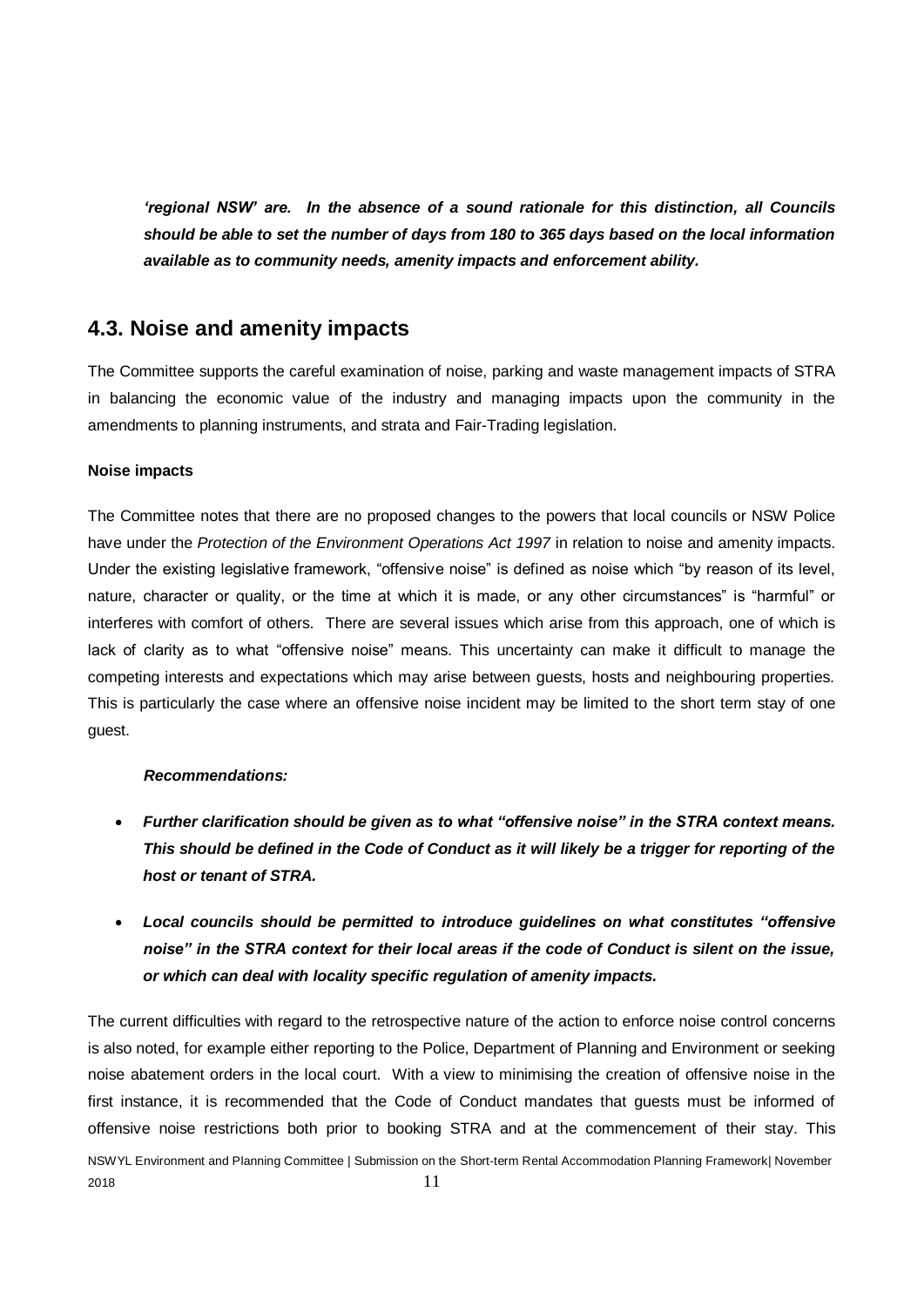***'regional NSW' are. In the absence of a sound rationale for this distinction, all Councils should be able to set the number of days from 180 to 365 days based on the local information available as to community needs, amenity impacts and enforcement ability.***

## 4.3. Noise and amenity impacts

The Committee supports the careful examination of noise, parking and waste management impacts of STRA in balancing the economic value of the industry and managing impacts upon the community in the amendments to planning instruments, and strata and Fair-Trading legislation.

**Noise impacts**

The Committee notes that there are no proposed changes to the powers that local councils or NSW Police have under the *Protection of the Environment Operations Act 1997* in relation to noise and amenity impacts. Under the existing legislative framework, "offensive noise" is defined as noise which "by reason of its level, nature, character or quality, or the time at which it is made, or any other circumstances" is "harmful" or interferes with comfort of others. There are several issues which arise from this approach, one of which is lack of clarity as to what "offensive noise" means. This uncertainty can make it difficult to manage the competing interests and expectations which may arise between guests, hosts and neighbouring properties. This is particularly the case where an offensive noise incident may be limited to the short term stay of one guest.

***Recommendations:***

- ***Further clarification should be given as to what "offensive noise" in the STRA context means. This should be defined in the Code of Conduct as it will likely be a trigger for reporting of the host or tenant of STRA.***
- ***Local councils should be permitted to introduce guidelines on what constitutes "offensive noise" in the STRA context for their local areas if the code of Conduct is silent on the issue, or which can deal with locality specific regulation of amenity impacts.***

The current difficulties with regard to the retrospective nature of the action to enforce noise control concerns is also noted, for example either reporting to the Police, Department of Planning and Environment or seeking noise abatement orders in the local court. With a view to minimising the creation of offensive noise in the first instance, it is recommended that the Code of Conduct mandates that guests must be informed of offensive noise restrictions both prior to booking STRA and at the commencement of their stay. This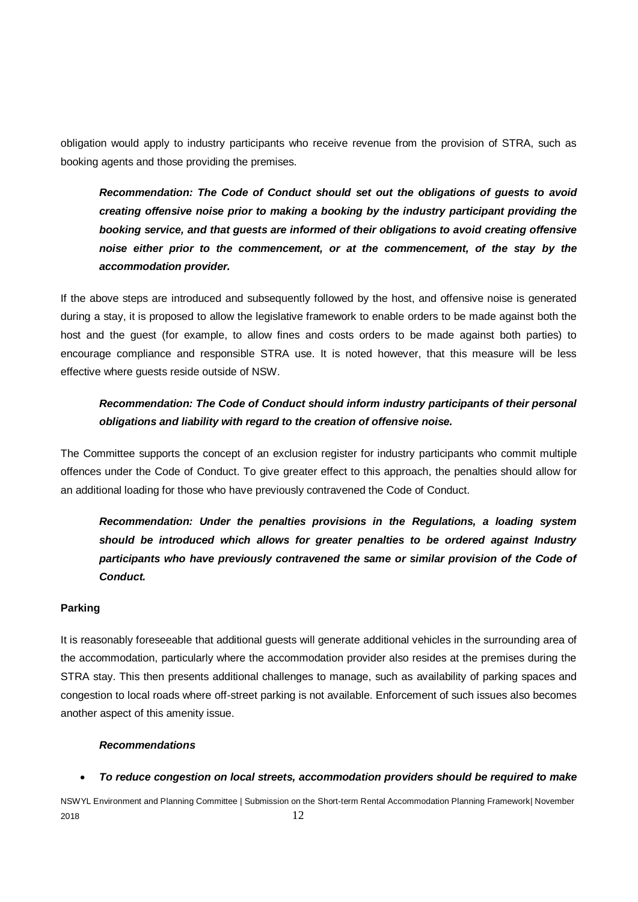obligation would apply to industry participants who receive revenue from the provision of STRA, such as booking agents and those providing the premises.

> ***Recommendation: The Code of Conduct should set out the obligations of guests to avoid creating offensive noise prior to making a booking by the industry participant providing the booking service, and that guests are informed of their obligations to avoid creating offensive noise either prior to the commencement, or at the commencement, of the stay by the accommodation provider.***

If the above steps are introduced and subsequently followed by the host, and offensive noise is generated during a stay, it is proposed to allow the legislative framework to enable orders to be made against both the host and the guest (for example, to allow fines and costs orders to be made against both parties) to encourage compliance and responsible STRA use. It is noted however, that this measure will be less effective where guests reside outside of NSW.

> ***Recommendation: The Code of Conduct should inform industry participants of their personal obligations and liability with regard to the creation of offensive noise.***

The Committee supports the concept of an exclusion register for industry participants who commit multiple offences under the Code of Conduct. To give greater effect to this approach, the penalties should allow for an additional loading for those who have previously contravened the Code of Conduct.

> ***Recommendation: Under the penalties provisions in the Regulations, a loading system should be introduced which allows for greater penalties to be ordered against Industry participants who have previously contravened the same or similar provision of the Code of Conduct.***

**Parking**

It is reasonably foreseeable that additional guests will generate additional vehicles in the surrounding area of the accommodation, particularly where the accommodation provider also resides at the premises during the STRA stay. This then presents additional challenges to manage, such as availability of parking spaces and congestion to local roads where off-street parking is not available. Enforcement of such issues also becomes another aspect of this amenity issue.

***Recommendations***

- ***To reduce congestion on local streets, accommodation providers should be required to make***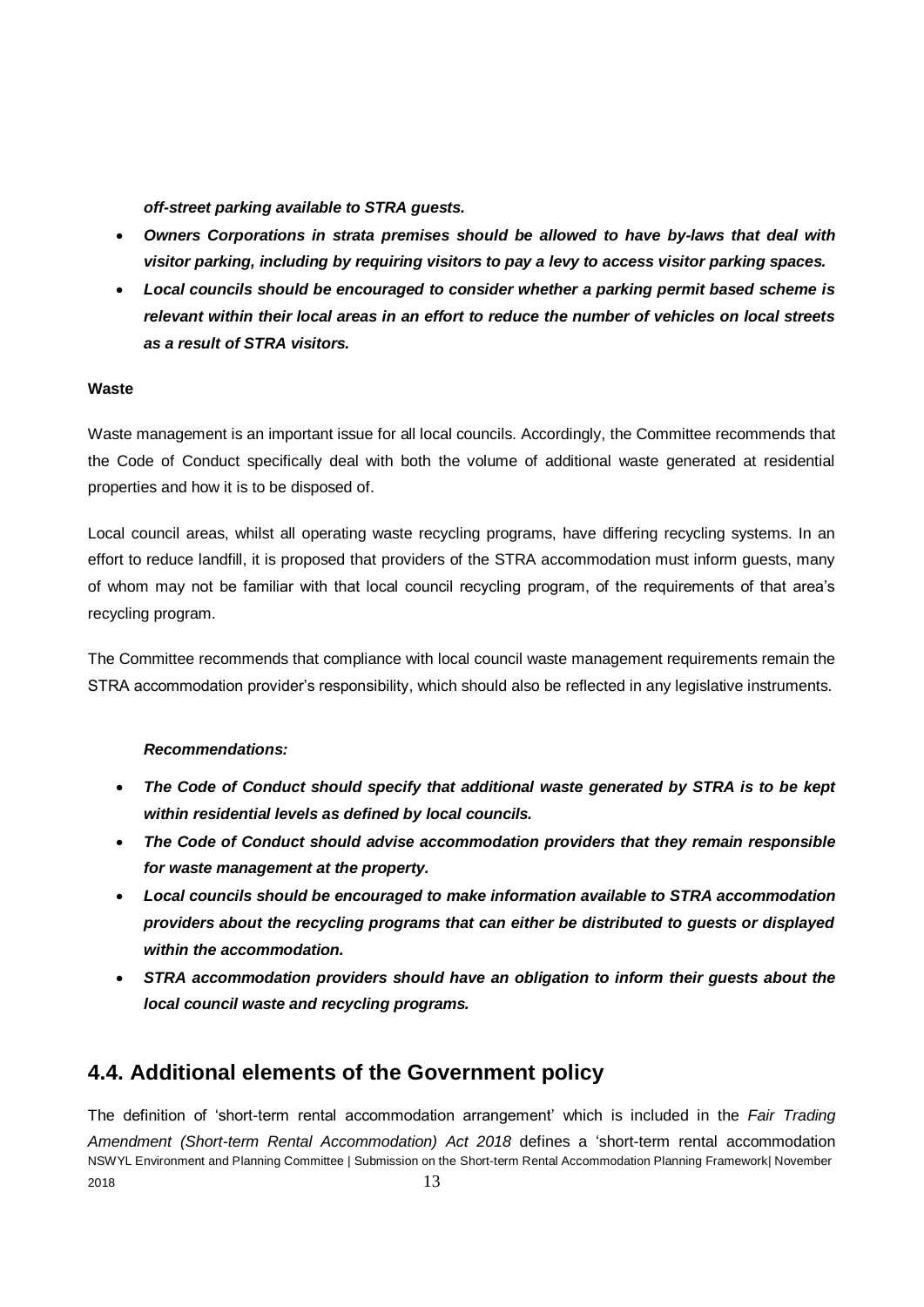***off-street parking available to STRA guests.***

- ***Owners Corporations in strata premises should be allowed to have by-laws that deal with visitor parking, including by requiring visitors to pay a levy to access visitor parking spaces.***
- ***Local councils should be encouraged to consider whether a parking permit based scheme is relevant within their local areas in an effort to reduce the number of vehicles on local streets as a result of STRA visitors.***

**Waste**

Waste management is an important issue for all local councils. Accordingly, the Committee recommends that the Code of Conduct specifically deal with both the volume of additional waste generated at residential properties and how it is to be disposed of.

Local council areas, whilst all operating waste recycling programs, have differing recycling systems. In an effort to reduce landfill, it is proposed that providers of the STRA accommodation must inform guests, many of whom may not be familiar with that local council recycling program, of the requirements of that area's recycling program.

The Committee recommends that compliance with local council waste management requirements remain the STRA accommodation provider's responsibility, which should also be reflected in any legislative instruments.

***Recommendations:***

- ***The Code of Conduct should specify that additional waste generated by STRA is to be kept within residential levels as defined by local councils.***
- ***The Code of Conduct should advise accommodation providers that they remain responsible for waste management at the property.***
- ***Local councils should be encouraged to make information available to STRA accommodation providers about the recycling programs that can either be distributed to guests or displayed within the accommodation.***
- ***STRA accommodation providers should have an obligation to inform their guests about the local council waste and recycling programs.***

## 4.4. Additional elements of the Government policy

The definition of 'short-term rental accommodation arrangement' which is included in the *Fair Trading Amendment (Short-term Rental Accommodation) Act 2018* defines a 'short-term rental accommodation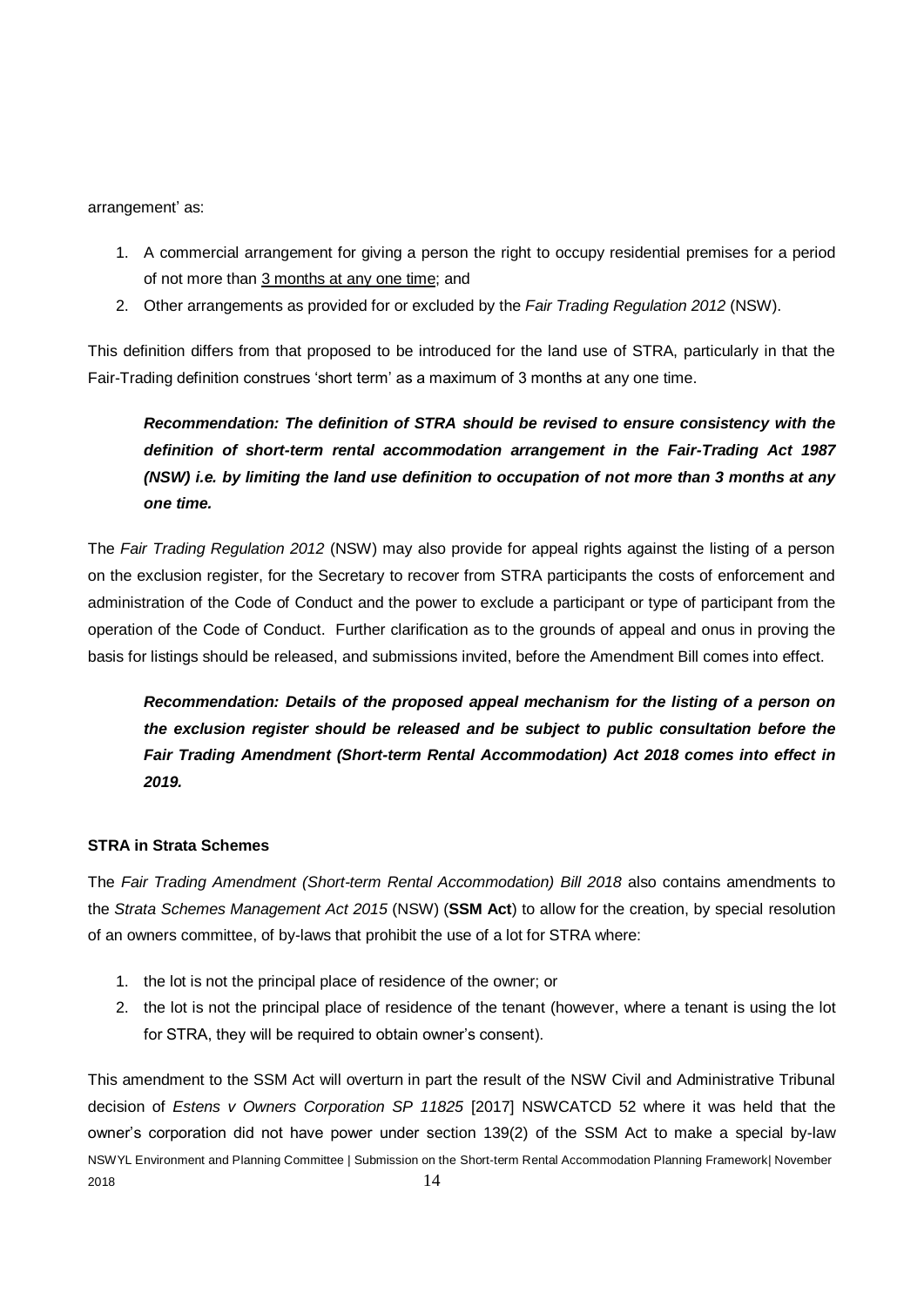arrangement' as:

1. A commercial arrangement for giving a person the right to occupy residential premises for a period of not more than <u>3 months at any one time</u>; and
2. Other arrangements as provided for or excluded by the *Fair Trading Regulation 2012* (NSW).

This definition differs from that proposed to be introduced for the land use of STRA, particularly in that the Fair-Trading definition construes 'short term' as a maximum of 3 months at any one time.

> ***Recommendation: The definition of STRA should be revised to ensure consistency with the definition of short-term rental accommodation arrangement in the Fair-Trading Act 1987 (NSW) i.e. by limiting the land use definition to occupation of not more than 3 months at any one time.***

The *Fair Trading Regulation 2012* (NSW) may also provide for appeal rights against the listing of a person on the exclusion register, for the Secretary to recover from STRA participants the costs of enforcement and administration of the Code of Conduct and the power to exclude a participant or type of participant from the operation of the Code of Conduct. Further clarification as to the grounds of appeal and onus in proving the basis for listings should be released, and submissions invited, before the Amendment Bill comes into effect.

> ***Recommendation: Details of the proposed appeal mechanism for the listing of a person on the exclusion register should be released and be subject to public consultation before the Fair Trading Amendment (Short-term Rental Accommodation) Act 2018 comes into effect in 2019.***

**STRA in Strata Schemes**

The *Fair Trading Amendment (Short-term Rental Accommodation) Bill 2018* also contains amendments to the *Strata Schemes Management Act 2015* (NSW) (**SSM Act**) to allow for the creation, by special resolution of an owners committee, of by-laws that prohibit the use of a lot for STRA where:

1. the lot is not the principal place of residence of the owner; or
2. the lot is not the principal place of residence of the tenant (however, where a tenant is using the lot for STRA, they will be required to obtain owner's consent).

This amendment to the SSM Act will overturn in part the result of the NSW Civil and Administrative Tribunal decision of *Estens v Owners Corporation SP 11825* [2017] NSWCATCD 52 where it was held that the owner's corporation did not have power under section 139(2) of the SSM Act to make a special by-law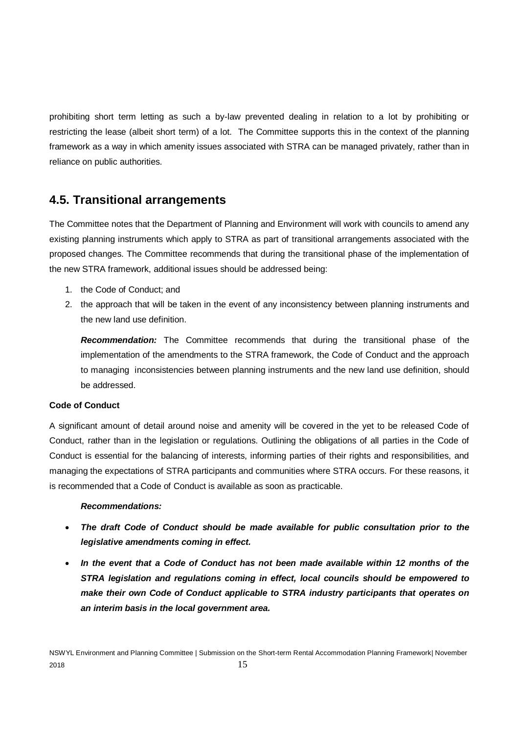prohibiting short term letting as such a by-law prevented dealing in relation to a lot by prohibiting or restricting the lease (albeit short term) of a lot. The Committee supports this in the context of the planning framework as a way in which amenity issues associated with STRA can be managed privately, rather than in reliance on public authorities.

## 4.5. Transitional arrangements

The Committee notes that the Department of Planning and Environment will work with councils to amend any existing planning instruments which apply to STRA as part of transitional arrangements associated with the proposed changes. The Committee recommends that during the transitional phase of the implementation of the new STRA framework, additional issues should be addressed being:

1. the Code of Conduct; and
2. the approach that will be taken in the event of any inconsistency between planning instruments and the new land use definition.

   ***Recommendation:*** The Committee recommends that during the transitional phase of the implementation of the amendments to the STRA framework, the Code of Conduct and the approach to managing inconsistencies between planning instruments and the new land use definition, should be addressed.

**Code of Conduct**

A significant amount of detail around noise and amenity will be covered in the yet to be released Code of Conduct, rather than in the legislation or regulations. Outlining the obligations of all parties in the Code of Conduct is essential for the balancing of interests, informing parties of their rights and responsibilities, and managing the expectations of STRA participants and communities where STRA occurs. For these reasons, it is recommended that a Code of Conduct is available as soon as practicable.

***Recommendations:***

- ***The draft Code of Conduct should be made available for public consultation prior to the legislative amendments coming in effect.***
- ***In the event that a Code of Conduct has not been made available within 12 months of the STRA legislation and regulations coming in effect, local councils should be empowered to make their own Code of Conduct applicable to STRA industry participants that operates on an interim basis in the local government area.***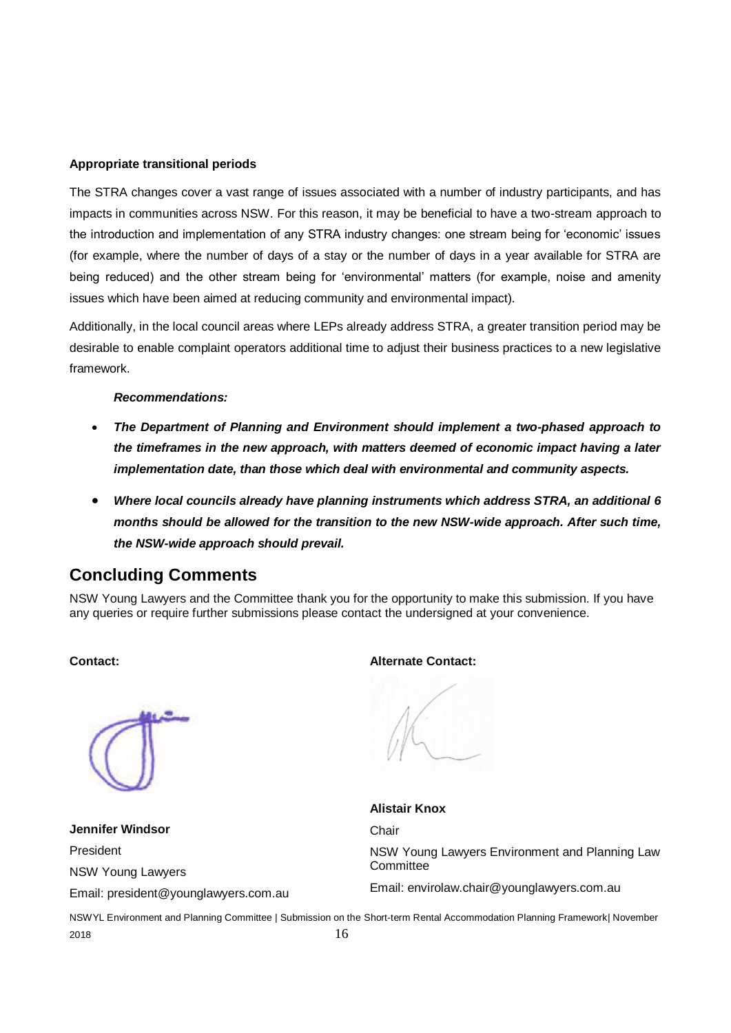**Appropriate transitional periods**

The STRA changes cover a vast range of issues associated with a number of industry participants, and has impacts in communities across NSW. For this reason, it may be beneficial to have a two-stream approach to the introduction and implementation of any STRA industry changes: one stream being for 'economic' issues (for example, where the number of days of a stay or the number of days in a year available for STRA are being reduced) and the other stream being for 'environmental' matters (for example, noise and amenity issues which have been aimed at reducing community and environmental impact).

Additionally, in the local council areas where LEPs already address STRA, a greater transition period may be desirable to enable complaint operators additional time to adjust their business practices to a new legislative framework.

***Recommendations:***

- ***The Department of Planning and Environment should implement a two-phased approach to the timeframes in the new approach, with matters deemed of economic impact having a later implementation date, than those which deal with environmental and community aspects.***
- ***Where local councils already have planning instruments which address STRA, an additional 6 months should be allowed for the transition to the new NSW-wide approach. After such time, the NSW-wide approach should prevail.***

## Concluding Comments

NSW Young Lawyers and the Committee thank you for the opportunity to make this submission. If you have any queries or require further submissions please contact the undersigned at your convenience.

**Contact:**

**Jennifer Windsor**

President

NSW Young Lawyers

Email: president@younglawyers.com.au

**Alternate Contact:**

**Alistair Knox**

Chair

NSW Young Lawyers Environment and Planning Law Committee

Email: envirolaw.chair@younglawyers.com.au